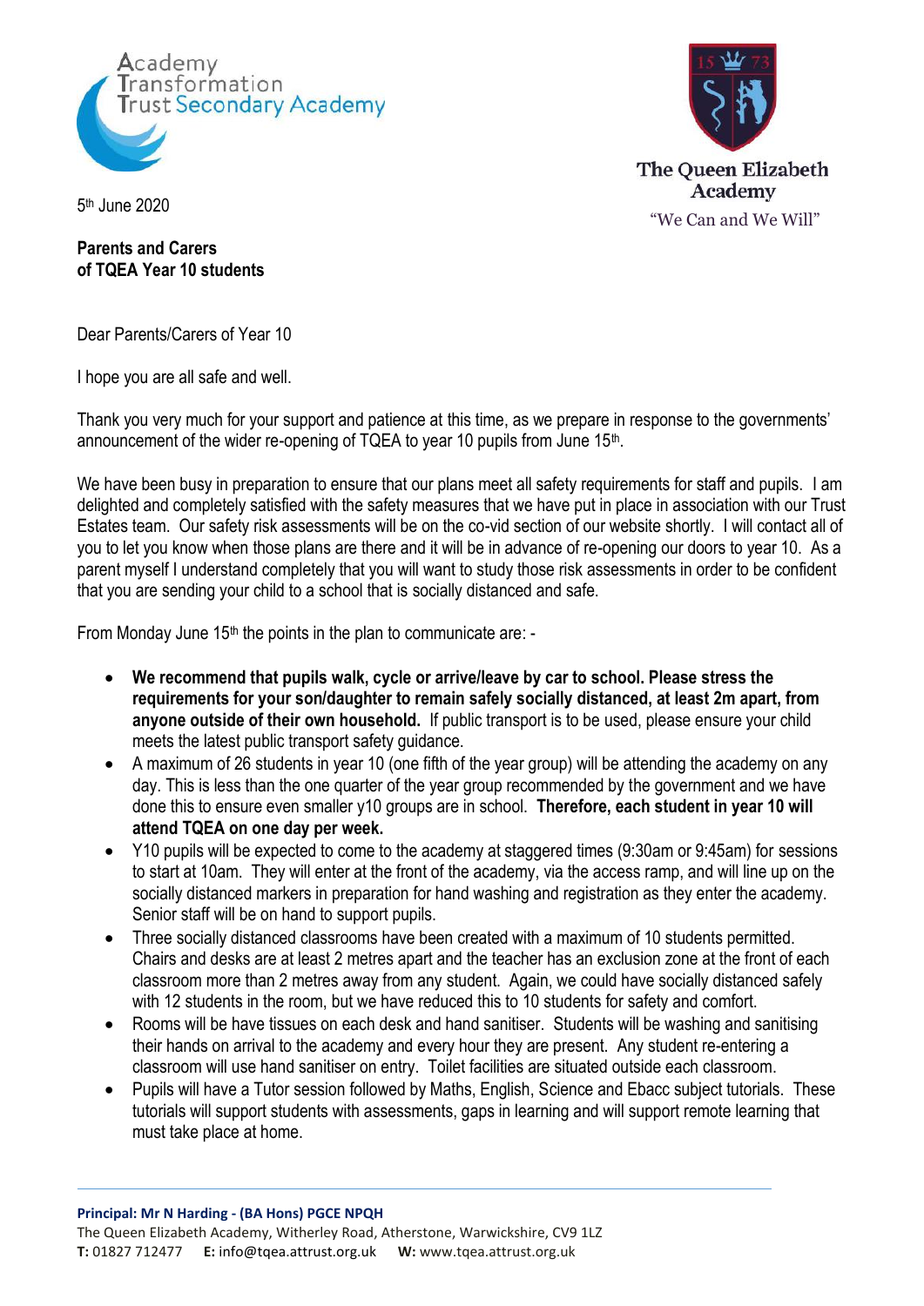Academy Transformation Trust Secondary Academy

The Queen Elizabeth Academy

"We Can and We Will"

5th June 2020

**Parents and Carers**
**of TQEA Year 10 students**

Dear Parents/Carers of Year 10

I hope you are all safe and well.

Thank you very much for your support and patience at this time, as we prepare in response to the governments' announcement of the wider re-opening of TQEA to year 10 pupils from June 15th.

We have been busy in preparation to ensure that our plans meet all safety requirements for staff and pupils. I am delighted and completely satisfied with the safety measures that we have put in place in association with our Trust Estates team. Our safety risk assessments will be on the co-vid section of our website shortly. I will contact all of you to let you know when those plans are there and it will be in advance of re-opening our doors to year 10. As a parent myself I understand completely that you will want to study those risk assessments in order to be confident that you are sending your child to a school that is socially distanced and safe.

From Monday June 15th the points in the plan to communicate are: -

- **We recommend that pupils walk, cycle or arrive/leave by car to school. Please stress the requirements for your son/daughter to remain safely socially distanced, at least 2m apart, from anyone outside of their own household.** If public transport is to be used, please ensure your child meets the latest public transport safety guidance.
- A maximum of 26 students in year 10 (one fifth of the year group) will be attending the academy on any day. This is less than the one quarter of the year group recommended by the government and we have done this to ensure even smaller y10 groups are in school. **Therefore, each student in year 10 will attend TQEA on one day per week.**
- Y10 pupils will be expected to come to the academy at staggered times (9:30am or 9:45am) for sessions to start at 10am. They will enter at the front of the academy, via the access ramp, and will line up on the socially distanced markers in preparation for hand washing and registration as they enter the academy. Senior staff will be on hand to support pupils.
- Three socially distanced classrooms have been created with a maximum of 10 students permitted. Chairs and desks are at least 2 metres apart and the teacher has an exclusion zone at the front of each classroom more than 2 metres away from any student. Again, we could have socially distanced safely with 12 students in the room, but we have reduced this to 10 students for safety and comfort.
- Rooms will be have tissues on each desk and hand sanitiser. Students will be washing and sanitising their hands on arrival to the academy and every hour they are present. Any student re-entering a classroom will use hand sanitiser on entry. Toilet facilities are situated outside each classroom.
- Pupils will have a Tutor session followed by Maths, English, Science and Ebacc subject tutorials. These tutorials will support students with assessments, gaps in learning and will support remote learning that must take place at home.

**Principal: Mr N Harding - (BA Hons) PGCE NPQH**
The Queen Elizabeth Academy, Witherley Road, Atherstone, Warwickshire, CV9 1LZ
**T:** 01827 712477 **E:** info@tqea.attrust.org.uk **W:** www.tqea.attrust.org.uk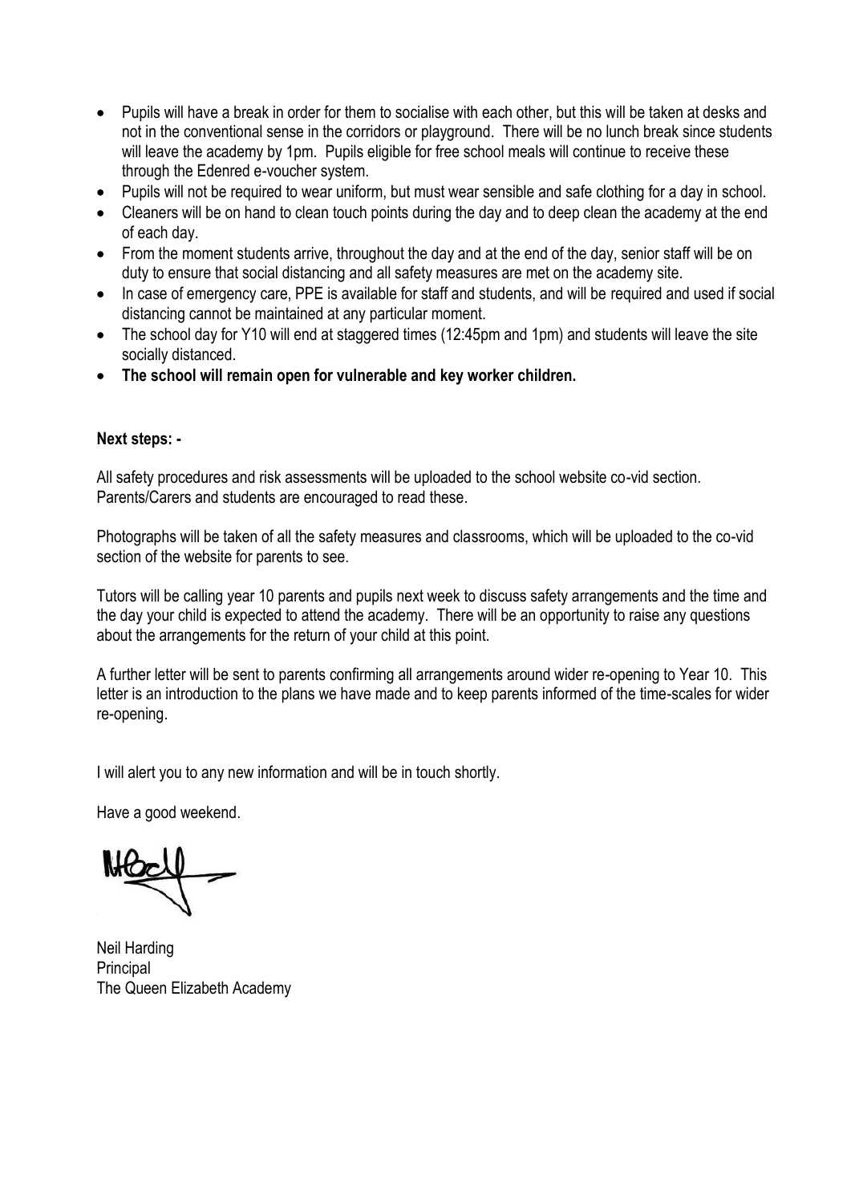- Pupils will have a break in order for them to socialise with each other, but this will be taken at desks and not in the conventional sense in the corridors or playground. There will be no lunch break since students will leave the academy by 1pm. Pupils eligible for free school meals will continue to receive these through the Edenred e-voucher system.
- Pupils will not be required to wear uniform, but must wear sensible and safe clothing for a day in school.
- Cleaners will be on hand to clean touch points during the day and to deep clean the academy at the end of each day.
- From the moment students arrive, throughout the day and at the end of the day, senior staff will be on duty to ensure that social distancing and all safety measures are met on the academy site.
- In case of emergency care, PPE is available for staff and students, and will be required and used if social distancing cannot be maintained at any particular moment.
- The school day for Y10 will end at staggered times (12:45pm and 1pm) and students will leave the site socially distanced.
- **The school will remain open for vulnerable and key worker children.**

**Next steps: -**

All safety procedures and risk assessments will be uploaded to the school website co-vid section. Parents/Carers and students are encouraged to read these.

Photographs will be taken of all the safety measures and classrooms, which will be uploaded to the co-vid section of the website for parents to see.

Tutors will be calling year 10 parents and pupils next week to discuss safety arrangements and the time and the day your child is expected to attend the academy. There will be an opportunity to raise any questions about the arrangements for the return of your child at this point.

A further letter will be sent to parents confirming all arrangements around wider re-opening to Year 10. This letter is an introduction to the plans we have made and to keep parents informed of the time-scales for wider re-opening.

I will alert you to any new information and will be in touch shortly.

Have a good weekend.

Neil Harding
Principal
The Queen Elizabeth Academy